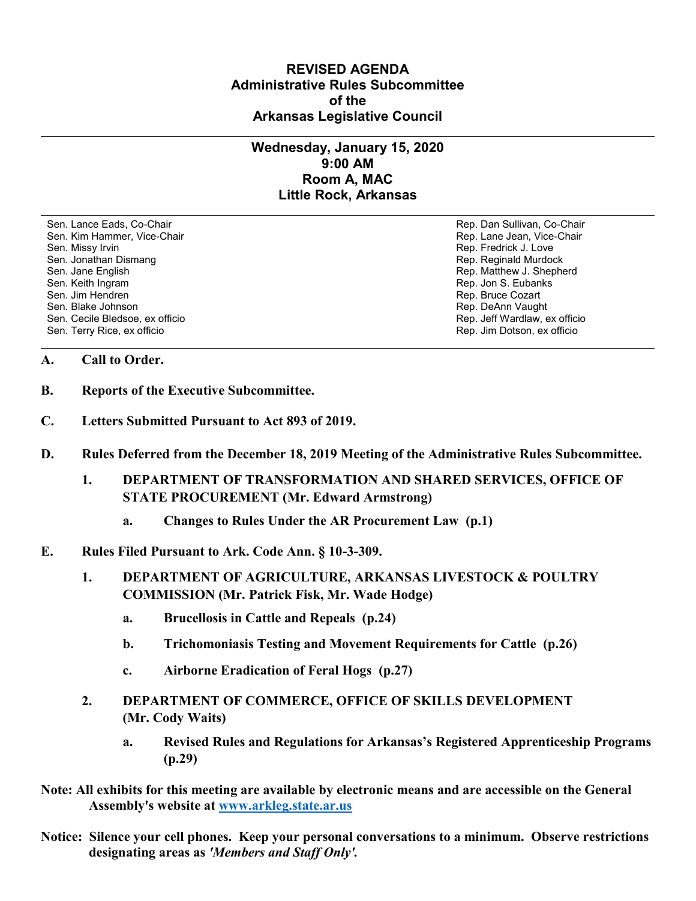# REVISED AGENDA
## Administrative Rules Subcommittee
## of the
## Arkansas Legislative Council

---

### Wednesday, January 15, 2020
### 9:00 AM
### Room A, MAC
### Little Rock, Arkansas

---

| | |
|---|---|
| Sen. Lance Eads, Co-Chair | Rep. Dan Sullivan, Co-Chair |
| Sen. Kim Hammer, Vice-Chair | Rep. Lane Jean, Vice-Chair |
| Sen. Missy Irvin | Rep. Fredrick J. Love |
| Sen. Jonathan Dismang | Rep. Reginald Murdock |
| Sen. Jane English | Rep. Matthew J. Shepherd |
| Sen. Keith Ingram | Rep. Jon S. Eubanks |
| Sen. Jim Hendren | Rep. Bruce Cozart |
| Sen. Blake Johnson | Rep. DeAnn Vaught |
| Sen. Cecile Bledsoe, ex officio | Rep. Jeff Wardlaw, ex officio |
| Sen. Terry Rice, ex officio | Rep. Jim Dotson, ex officio |

---

**A. Call to Order.**

**B. Reports of the Executive Subcommittee.**

**C. Letters Submitted Pursuant to Act 893 of 2019.**

**D. Rules Deferred from the December 18, 2019 Meeting of the Administrative Rules Subcommittee.**

**1. DEPARTMENT OF TRANSFORMATION AND SHARED SERVICES, OFFICE OF STATE PROCUREMENT (Mr. Edward Armstrong)**

**a. Changes to Rules Under the AR Procurement Law (p.1)**

**E. Rules Filed Pursuant to Ark. Code Ann. § 10-3-309.**

**1. DEPARTMENT OF AGRICULTURE, ARKANSAS LIVESTOCK & POULTRY COMMISSION (Mr. Patrick Fisk, Mr. Wade Hodge)**

**a. Brucellosis in Cattle and Repeals (p.24)**

**b. Trichomoniasis Testing and Movement Requirements for Cattle (p.26)**

**c. Airborne Eradication of Feral Hogs (p.27)**

**2. DEPARTMENT OF COMMERCE, OFFICE OF SKILLS DEVELOPMENT (Mr. Cody Waits)**

**a. Revised Rules and Regulations for Arkansas's Registered Apprenticeship Programs (p.29)**

**Note: All exhibits for this meeting are available by electronic means and are accessible on the General Assembly's website at [www.arkleg.state.ar.us](http://www.arkleg.state.ar.us)**

**Notice: Silence your cell phones. Keep your personal conversations to a minimum. Observe restrictions designating areas as *'Members and Staff Only'*.**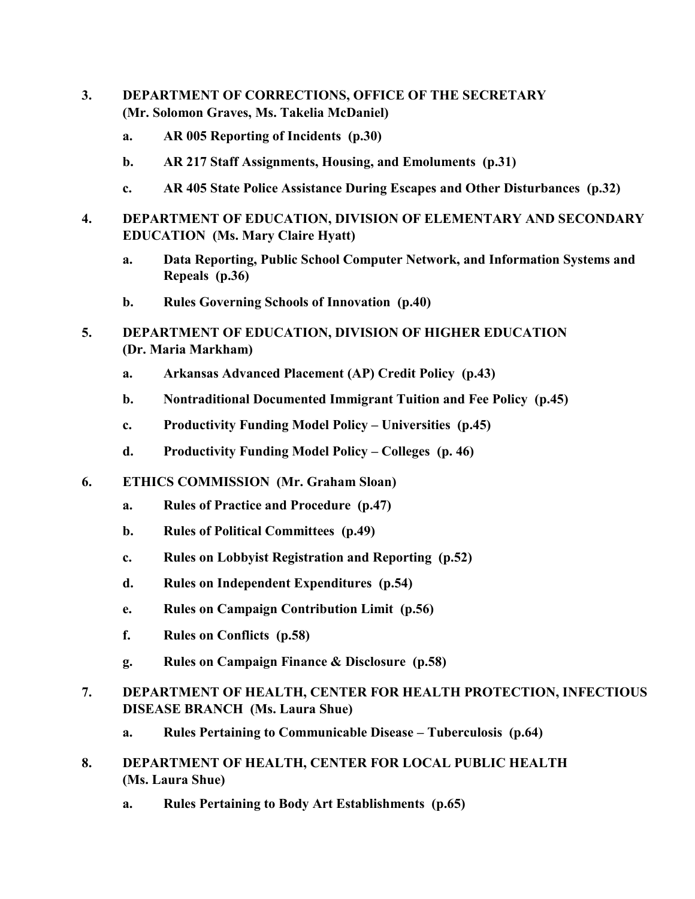3. **DEPARTMENT OF CORRECTIONS, OFFICE OF THE SECRETARY (Mr. Solomon Graves, Ms. Takelia McDaniel)**

   a. **AR 005 Reporting of Incidents (p.30)**

   b. **AR 217 Staff Assignments, Housing, and Emoluments (p.31)**

   c. **AR 405 State Police Assistance During Escapes and Other Disturbances (p.32)**

4. **DEPARTMENT OF EDUCATION, DIVISION OF ELEMENTARY AND SECONDARY EDUCATION (Ms. Mary Claire Hyatt)**

   a. **Data Reporting, Public School Computer Network, and Information Systems and Repeals (p.36)**

   b. **Rules Governing Schools of Innovation (p.40)**

5. **DEPARTMENT OF EDUCATION, DIVISION OF HIGHER EDUCATION (Dr. Maria Markham)**

   a. **Arkansas Advanced Placement (AP) Credit Policy (p.43)**

   b. **Nontraditional Documented Immigrant Tuition and Fee Policy (p.45)**

   c. **Productivity Funding Model Policy – Universities (p.45)**

   d. **Productivity Funding Model Policy – Colleges (p. 46)**

6. **ETHICS COMMISSION (Mr. Graham Sloan)**

   a. **Rules of Practice and Procedure (p.47)**

   b. **Rules of Political Committees (p.49)**

   c. **Rules on Lobbyist Registration and Reporting (p.52)**

   d. **Rules on Independent Expenditures (p.54)**

   e. **Rules on Campaign Contribution Limit (p.56)**

   f. **Rules on Conflicts (p.58)**

   g. **Rules on Campaign Finance & Disclosure (p.58)**

7. **DEPARTMENT OF HEALTH, CENTER FOR HEALTH PROTECTION, INFECTIOUS DISEASE BRANCH (Ms. Laura Shue)**

   a. **Rules Pertaining to Communicable Disease – Tuberculosis (p.64)**

8. **DEPARTMENT OF HEALTH, CENTER FOR LOCAL PUBLIC HEALTH (Ms. Laura Shue)**

   a. **Rules Pertaining to Body Art Establishments (p.65)**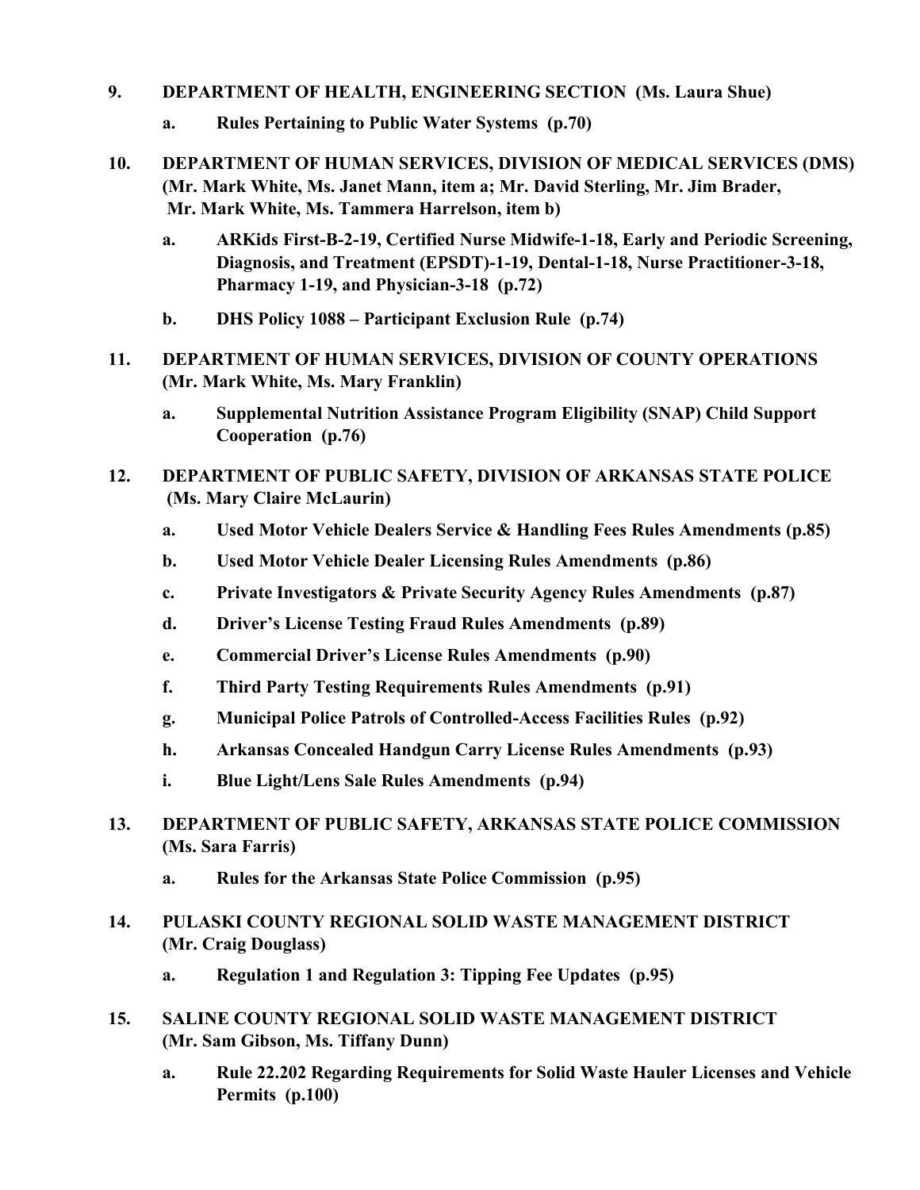9. **DEPARTMENT OF HEALTH, ENGINEERING SECTION (Ms. Laura Shue)**

   a. **Rules Pertaining to Public Water Systems (p.70)**

10. **DEPARTMENT OF HUMAN SERVICES, DIVISION OF MEDICAL SERVICES (DMS) (Mr. Mark White, Ms. Janet Mann, item a; Mr. David Sterling, Mr. Jim Brader, Mr. Mark White, Ms. Tammera Harrelson, item b)**

    a. **ARKids First-B-2-19, Certified Nurse Midwife-1-18, Early and Periodic Screening, Diagnosis, and Treatment (EPSDT)-1-19, Dental-1-18, Nurse Practitioner-3-18, Pharmacy 1-19, and Physician-3-18 (p.72)**

    b. **DHS Policy 1088 – Participant Exclusion Rule (p.74)**

11. **DEPARTMENT OF HUMAN SERVICES, DIVISION OF COUNTY OPERATIONS (Mr. Mark White, Ms. Mary Franklin)**

    a. **Supplemental Nutrition Assistance Program Eligibility (SNAP) Child Support Cooperation (p.76)**

12. **DEPARTMENT OF PUBLIC SAFETY, DIVISION OF ARKANSAS STATE POLICE (Ms. Mary Claire McLaurin)**

    a. **Used Motor Vehicle Dealers Service & Handling Fees Rules Amendments (p.85)**

    b. **Used Motor Vehicle Dealer Licensing Rules Amendments (p.86)**

    c. **Private Investigators & Private Security Agency Rules Amendments (p.87)**

    d. **Driver's License Testing Fraud Rules Amendments (p.89)**

    e. **Commercial Driver's License Rules Amendments (p.90)**

    f. **Third Party Testing Requirements Rules Amendments (p.91)**

    g. **Municipal Police Patrols of Controlled-Access Facilities Rules (p.92)**

    h. **Arkansas Concealed Handgun Carry License Rules Amendments (p.93)**

    i. **Blue Light/Lens Sale Rules Amendments (p.94)**

13. **DEPARTMENT OF PUBLIC SAFETY, ARKANSAS STATE POLICE COMMISSION (Ms. Sara Farris)**

    a. **Rules for the Arkansas State Police Commission (p.95)**

14. **PULASKI COUNTY REGIONAL SOLID WASTE MANAGEMENT DISTRICT (Mr. Craig Douglass)**

    a. **Regulation 1 and Regulation 3: Tipping Fee Updates (p.95)**

15. **SALINE COUNTY REGIONAL SOLID WASTE MANAGEMENT DISTRICT (Mr. Sam Gibson, Ms. Tiffany Dunn)**

    a. **Rule 22.202 Regarding Requirements for Solid Waste Hauler Licenses and Vehicle Permits (p.100)**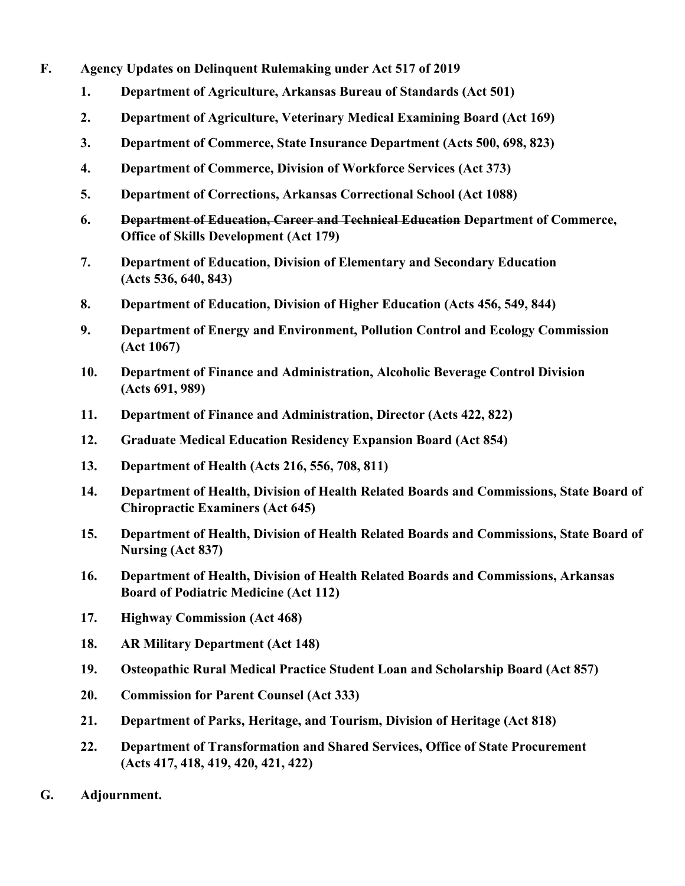**F. Agency Updates on Delinquent Rulemaking under Act 517 of 2019**

1. **Department of Agriculture, Arkansas Bureau of Standards (Act 501)**
2. **Department of Agriculture, Veterinary Medical Examining Board (Act 169)**
3. **Department of Commerce, State Insurance Department (Acts 500, 698, 823)**
4. **Department of Commerce, Division of Workforce Services (Act 373)**
5. **Department of Corrections, Arkansas Correctional School (Act 1088)**
6. **~~Department of Education, Career and Technical Education~~ Department of Commerce, Office of Skills Development (Act 179)**
7. **Department of Education, Division of Elementary and Secondary Education (Acts 536, 640, 843)**
8. **Department of Education, Division of Higher Education (Acts 456, 549, 844)**
9. **Department of Energy and Environment, Pollution Control and Ecology Commission (Act 1067)**
10. **Department of Finance and Administration, Alcoholic Beverage Control Division (Acts 691, 989)**
11. **Department of Finance and Administration, Director (Acts 422, 822)**
12. **Graduate Medical Education Residency Expansion Board (Act 854)**
13. **Department of Health (Acts 216, 556, 708, 811)**
14. **Department of Health, Division of Health Related Boards and Commissions, State Board of Chiropractic Examiners (Act 645)**
15. **Department of Health, Division of Health Related Boards and Commissions, State Board of Nursing (Act 837)**
16. **Department of Health, Division of Health Related Boards and Commissions, Arkansas Board of Podiatric Medicine (Act 112)**
17. **Highway Commission (Act 468)**
18. **AR Military Department (Act 148)**
19. **Osteopathic Rural Medical Practice Student Loan and Scholarship Board (Act 857)**
20. **Commission for Parent Counsel (Act 333)**
21. **Department of Parks, Heritage, and Tourism, Division of Heritage (Act 818)**
22. **Department of Transformation and Shared Services, Office of State Procurement (Acts 417, 418, 419, 420, 421, 422)**

**G. Adjournment.**